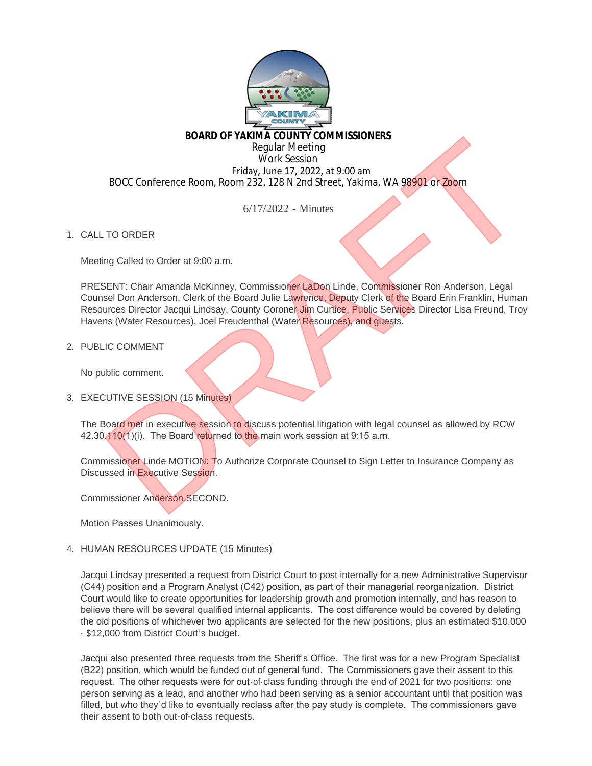**BOARD OF YAKIMA COUNTY COMMISSIONERS**
Regular Meeting
Work Session
Friday, June 17, 2022, at 9:00 am
BOCC Conference Room, Room 232, 128 N 2nd Street, Yakima, WA 98901 or Zoom

6/17/2022 - Minutes

1. CALL TO ORDER

   Meeting Called to Order at 9:00 a.m.

   PRESENT: Chair Amanda McKinney, Commissioner LaDon Linde, Commissioner Ron Anderson, Legal Counsel Don Anderson, Clerk of the Board Julie Lawrence, Deputy Clerk of the Board Erin Franklin, Human Resources Director Jacqui Lindsay, County Coroner Jim Curtice, Public Services Director Lisa Freund, Troy Havens (Water Resources), Joel Freudenthal (Water Resources), and guests.

2. PUBLIC COMMENT

   No public comment.

3. EXECUTIVE SESSION (15 Minutes)

   The Board met in executive session to discuss potential litigation with legal counsel as allowed by RCW 42.30.110(1)(i). The Board returned to the main work session at 9:15 a.m.

   Commissioner Linde MOTION: To Authorize Corporate Counsel to Sign Letter to Insurance Company as Discussed in Executive Session.

   Commissioner Anderson SECOND.

   Motion Passes Unanimously.

4. HUMAN RESOURCES UPDATE (15 Minutes)

   Jacqui Lindsay presented a request from District Court to post internally for a new Administrative Supervisor (C44) position and a Program Analyst (C42) position, as part of their managerial reorganization. District Court would like to create opportunities for leadership growth and promotion internally, and has reason to believe there will be several qualified internal applicants. The cost difference would be covered by deleting the old positions of whichever two applicants are selected for the new positions, plus an estimated $10,000 - $12,000 from District Court's budget.

   Jacqui also presented three requests from the Sheriff's Office. The first was for a new Program Specialist (B22) position, which would be funded out of general fund. The Commissioners gave their assent to this request. The other requests were for out-of-class funding through the end of 2021 for two positions: one person serving as a lead, and another who had been serving as a senior accountant until that position was filled, but who they'd like to eventually reclass after the pay study is complete. The commissioners gave their assent to both out-of-class requests.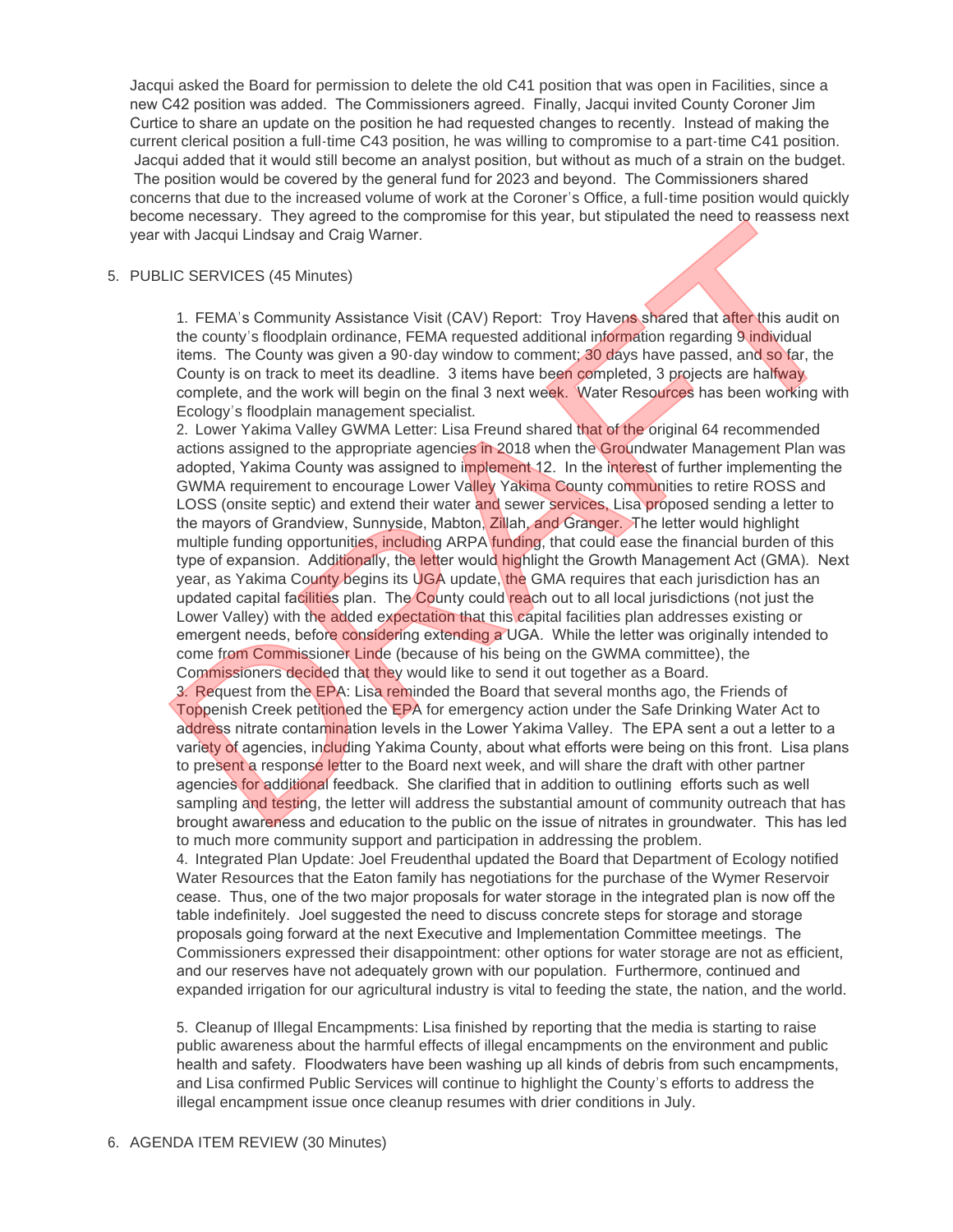Jacqui asked the Board for permission to delete the old C41 position that was open in Facilities, since a new C42 position was added. The Commissioners agreed. Finally, Jacqui invited County Coroner Jim Curtice to share an update on the position he had requested changes to recently. Instead of making the current clerical position a full-time C43 position, he was willing to compromise to a part-time C41 position. Jacqui added that it would still become an analyst position, but without as much of a strain on the budget. The position would be covered by the general fund for 2023 and beyond. The Commissioners shared concerns that due to the increased volume of work at the Coroner's Office, a full-time position would quickly become necessary. They agreed to the compromise for this year, but stipulated the need to reassess next year with Jacqui Lindsay and Craig Warner.

5. PUBLIC SERVICES (45 Minutes)

   1. FEMA's Community Assistance Visit (CAV) Report: Troy Havens shared that after this audit on the county's floodplain ordinance, FEMA requested additional information regarding 9 individual items. The County was given a 90-day window to comment; 30 days have passed, and so far, the County is on track to meet its deadline. 3 items have been completed, 3 projects are halfway complete, and the work will begin on the final 3 next week. Water Resources has been working with Ecology's floodplain management specialist.
   2. Lower Yakima Valley GWMA Letter: Lisa Freund shared that of the original 64 recommended actions assigned to the appropriate agencies in 2018 when the Groundwater Management Plan was adopted, Yakima County was assigned to implement 12. In the interest of further implementing the GWMA requirement to encourage Lower Valley Yakima County communities to retire ROSS and LOSS (onsite septic) and extend their water and sewer services, Lisa proposed sending a letter to the mayors of Grandview, Sunnyside, Mabton, Zillah, and Granger. The letter would highlight multiple funding opportunities, including ARPA funding, that could ease the financial burden of this type of expansion. Additionally, the letter would highlight the Growth Management Act (GMA). Next year, as Yakima County begins its UGA update, the GMA requires that each jurisdiction has an updated capital facilities plan. The County could reach out to all local jurisdictions (not just the Lower Valley) with the added expectation that this capital facilities plan addresses existing or emergent needs, before considering extending a UGA. While the letter was originally intended to come from Commissioner Linde (because of his being on the GWMA committee), the Commissioners decided that they would like to send it out together as a Board.
   3. Request from the EPA: Lisa reminded the Board that several months ago, the Friends of Toppenish Creek petitioned the EPA for emergency action under the Safe Drinking Water Act to address nitrate contamination levels in the Lower Yakima Valley. The EPA sent a out a letter to a variety of agencies, including Yakima County, about what efforts were being on this front. Lisa plans to present a response letter to the Board next week, and will share the draft with other partner agencies for additional feedback. She clarified that in addition to outlining efforts such as well sampling and testing, the letter will address the substantial amount of community outreach that has brought awareness and education to the public on the issue of nitrates in groundwater. This has led to much more community support and participation in addressing the problem.
   4. Integrated Plan Update: Joel Freudenthal updated the Board that Department of Ecology notified Water Resources that the Eaton family has negotiations for the purchase of the Wymer Reservoir cease. Thus, one of the two major proposals for water storage in the integrated plan is now off the table indefinitely. Joel suggested the need to discuss concrete steps for storage and storage proposals going forward at the next Executive and Implementation Committee meetings. The Commissioners expressed their disappointment: other options for water storage are not as efficient, and our reserves have not adequately grown with our population. Furthermore, continued and expanded irrigation for our agricultural industry is vital to feeding the state, the nation, and the world.

   5. Cleanup of Illegal Encampments: Lisa finished by reporting that the media is starting to raise public awareness about the harmful effects of illegal encampments on the environment and public health and safety. Floodwaters have been washing up all kinds of debris from such encampments, and Lisa confirmed Public Services will continue to highlight the County's efforts to address the illegal encampment issue once cleanup resumes with drier conditions in July.

6. AGENDA ITEM REVIEW (30 Minutes)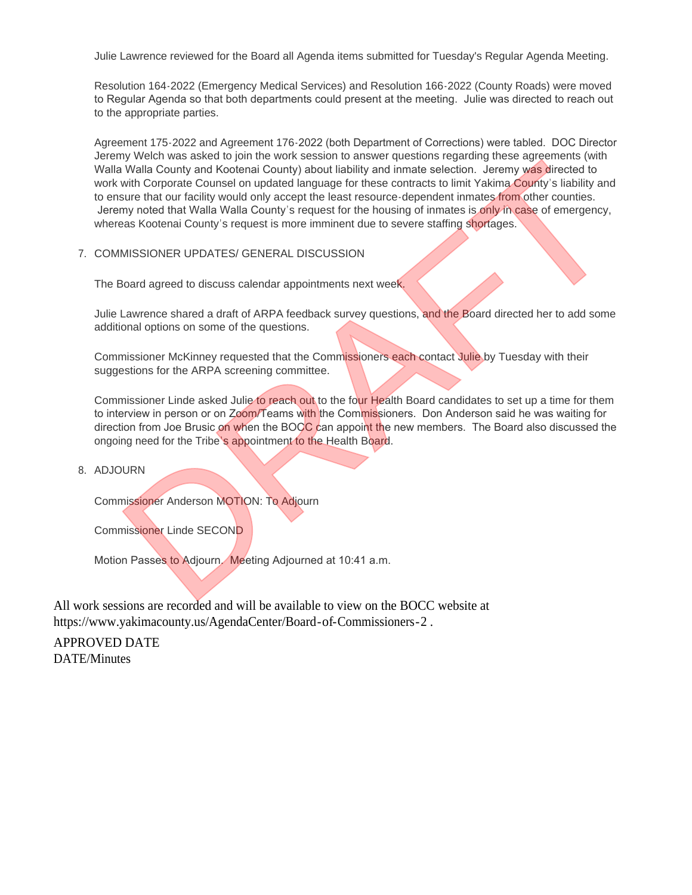Julie Lawrence reviewed for the Board all Agenda items submitted for Tuesday's Regular Agenda Meeting.

Resolution 164-2022 (Emergency Medical Services) and Resolution 166-2022 (County Roads) were moved to Regular Agenda so that both departments could present at the meeting. Julie was directed to reach out to the appropriate parties.

Agreement 175-2022 and Agreement 176-2022 (both Department of Corrections) were tabled. DOC Director Jeremy Welch was asked to join the work session to answer questions regarding these agreements (with Walla Walla County and Kootenai County) about liability and inmate selection. Jeremy was directed to work with Corporate Counsel on updated language for these contracts to limit Yakima County's liability and to ensure that our facility would only accept the least resource-dependent inmates from other counties. Jeremy noted that Walla Walla County's request for the housing of inmates is only in case of emergency, whereas Kootenai County's request is more imminent due to severe staffing shortages.

7. COMMISSIONER UPDATES/ GENERAL DISCUSSION

The Board agreed to discuss calendar appointments next week.

Julie Lawrence shared a draft of ARPA feedback survey questions, and the Board directed her to add some additional options on some of the questions.

Commissioner McKinney requested that the Commissioners each contact Julie by Tuesday with their suggestions for the ARPA screening committee.

Commissioner Linde asked Julie to reach out to the four Health Board candidates to set up a time for them to interview in person or on Zoom/Teams with the Commissioners. Don Anderson said he was waiting for direction from Joe Brusic on when the BOCC can appoint the new members. The Board also discussed the ongoing need for the Tribe's appointment to the Health Board.

8. ADJOURN

Commissioner Anderson MOTION: To Adjourn

Commissioner Linde SECOND

Motion Passes to Adjourn. Meeting Adjourned at 10:41 a.m.

All work sessions are recorded and will be available to view on the BOCC website at https://www.yakimacounty.us/AgendaCenter/Board-of-Commissioners-2 .

APPROVED DATE
DATE/Minutes